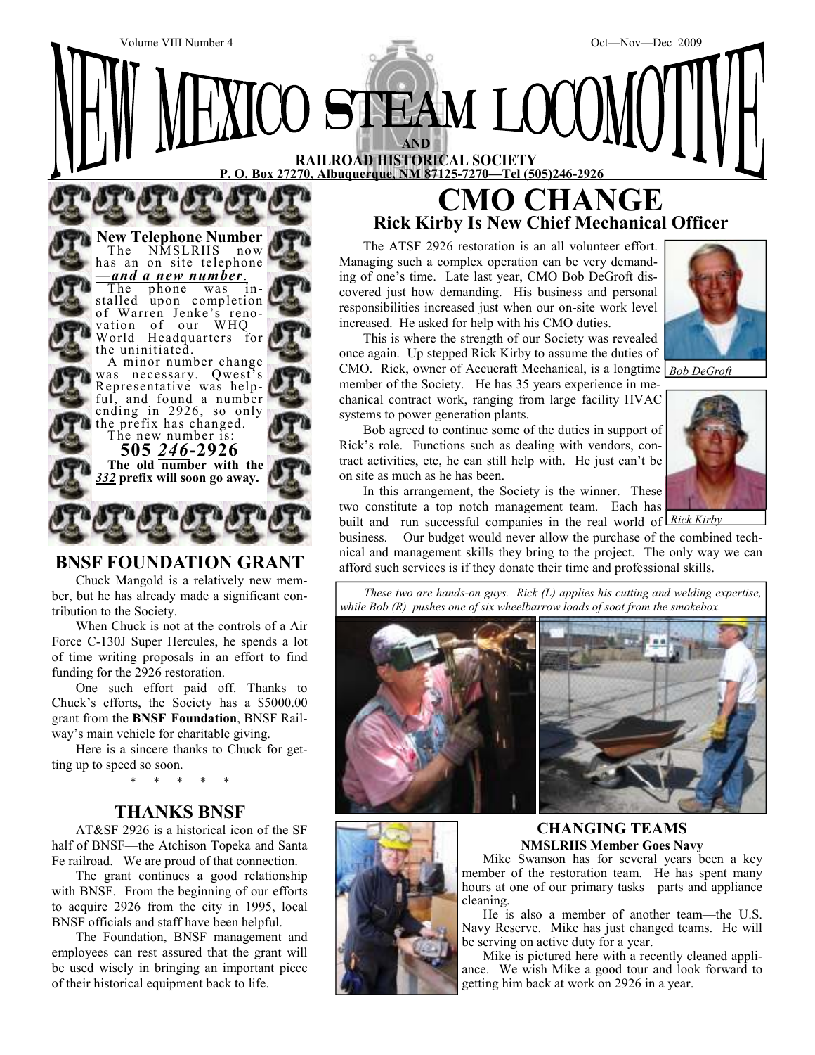Volume VIII Number 4 Oct—Nov—Dec 2009

# NEW MEXICO STEAM LOCOMOTIVE

**AND**

**RAILROAD HISTORICAL SOCIETY**

**P. O. Box 27270, Albuquerque, NM 87125-7270—Tel (505)246-2926**

### New Telephone Number

The NMSLRHS now has an on site telephone —***and a new number.***

The phone was installed upon completion of Warren Jenke's renovation of our WHQ—World Headquarters for the uninitiated.

A minor number change was necessary. Qwest's Representative was helpful, and found a number ending in 2926, so only the prefix has changed.

The new number is:

**505 *246*-2926**

**The old number with the *332* prefix will soon go away.**

## BNSF FOUNDATION GRANT

Chuck Mangold is a relatively new member, but he has already made a significant contribution to the Society.

When Chuck is not at the controls of a Air Force C-130J Super Hercules, he spends a lot of time writing proposals in an effort to find funding for the 2926 restoration.

One such effort paid off. Thanks to Chuck's efforts, the Society has a $5000.00 grant from the **BNSF Foundation**, BNSF Railway's main vehicle for charitable giving.

Here is a sincere thanks to Chuck for getting up to speed so soon.

\* \* \* \* \*

## THANKS BNSF

AT&SF 2926 is a historical icon of the SF half of BNSF—the Atchison Topeka and Santa Fe railroad. We are proud of that connection.

The grant continues a good relationship with BNSF. From the beginning of our efforts to acquire 2926 from the city in 1995, local BNSF officials and staff have been helpful.

The Foundation, BNSF management and employees can rest assured that the grant will be used wisely in bringing an important piece of their historical equipment back to life.

# CMO CHANGE

### Rick Kirby Is New Chief Mechanical Officer

The ATSF 2926 restoration is an all volunteer effort. Managing such a complex operation can be very demanding of one's time. Late last year, CMO Bob DeGroft discovered just how demanding. His business and personal responsibilities increased just when our on-site work level increased. He asked for help with his CMO duties.

This is where the strength of our Society was revealed once again. Up stepped Rick Kirby to assume the duties of CMO. Rick, owner of Accucraft Mechanical, is a longtime member of the Society. He has 35 years experience in mechanical contract work, ranging from large facility HVAC systems to power generation plants.

*Bob DeGroft*

Bob agreed to continue some of the duties in support of Rick's role. Functions such as dealing with vendors, contract activities, etc, he can still help with. He just can't be on site as much as he has been.

*Rick Kirby*

In this arrangement, the Society is the winner. These two constitute a top notch management team. Each has built and run successful companies in the real world of business. Our budget would never allow the purchase of the combined technical and management skills they bring to the project. The only way we can afford such services is if they donate their time and professional skills.

*These two are hands-on guys. Rick (L) applies his cutting and welding expertise, while Bob (R) pushes one of six wheelbarrow loads of soot from the smokebox.*

### CHANGING TEAMS

**NMSLRHS Member Goes Navy**

Mike Swanson has for several years been a key member of the restoration team. He has spent many hours at one of our primary tasks—parts and appliance cleaning.

He is also a member of another team—the U.S. Navy Reserve. Mike has just changed teams. He will be serving on active duty for a year.

Mike is pictured here with a recently cleaned appliance. We wish Mike a good tour and look forward to getting him back at work on 2926 in a year.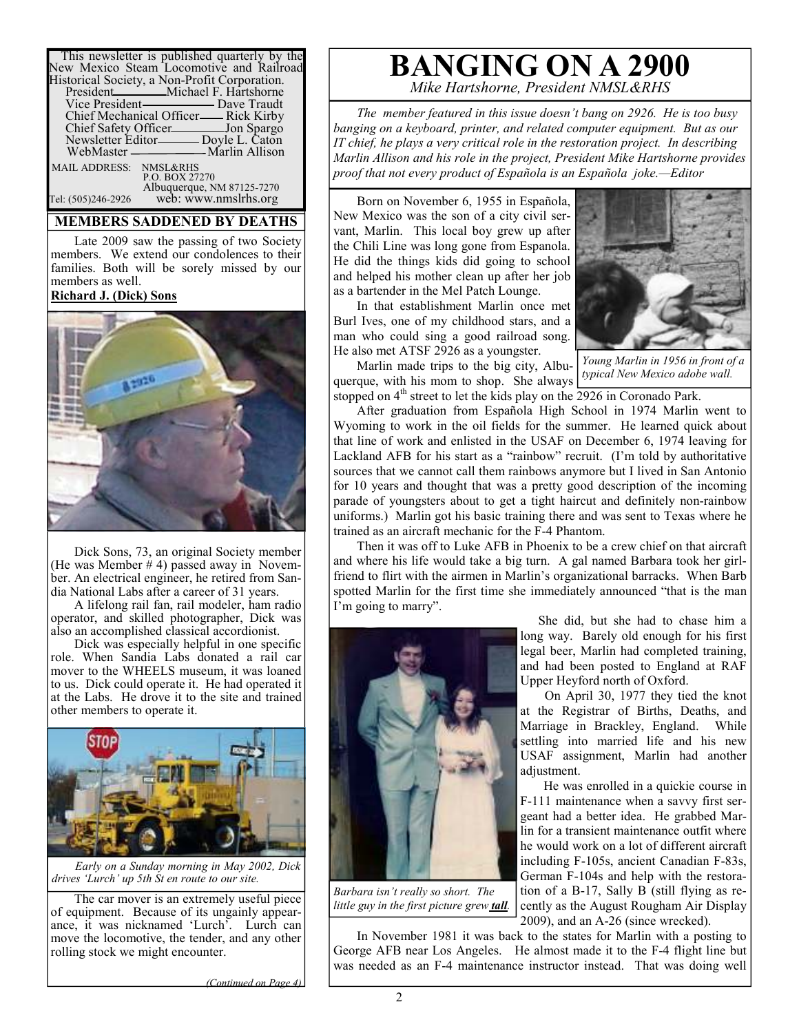This newsletter is published quarterly by the New Mexico Steam Locomotive and Railroad Historical Society, a Non-Profit Corporation.

President — Michael F. Hartshorne
Vice President — Dave Traudt
Chief Mechanical Officer — Rick Kirby
Chief Safety Officer — Jon Spargo
Newsletter Editor — Doyle L. Caton
WebMaster — Marlin Allison

MAIL ADDRESS: NMSL&RHS
P.O. BOX 27270
Albuquerque, NM 87125-7270

Tel: (505)246-2926 web: www.nmslrhs.org

## MEMBERS SADDENED BY DEATHS

Late 2009 saw the passing of two Society members. We extend our condolences to their families. Both will be sorely missed by our members as well.

**Richard J. (Dick) Sons**

Dick Sons, 73, an original Society member (He was Member # 4) passed away in November. An electrical engineer, he retired from Sandia National Labs after a career of 31 years.

A lifelong rail fan, rail modeler, ham radio operator, and skilled photographer, Dick was also an accomplished classical accordionist.

Dick was especially helpful in one specific role. When Sandia Labs donated a rail car mover to the WHEELS museum, it was loaned to us. Dick could operate it. He had operated it at the Labs. He drove it to the site and trained other members to operate it.

*Early on a Sunday morning in May 2002, Dick drives 'Lurch' up 5th St en route to our site.*

The car mover is an extremely useful piece of equipment. Because of its ungainly appearance, it was nicknamed 'Lurch'. Lurch can move the locomotive, the tender, and any other rolling stock we might encounter.

*(Continued on Page 4)*

# BANGING ON A 2900

*Mike Hartshorne, President NMSL&RHS*

*The member featured in this issue doesn't bang on 2926. He is too busy banging on a keyboard, printer, and related computer equipment. But as our IT chief, he plays a very critical role in the restoration project. In describing Marlin Allison and his role in the project, President Mike Hartshorne provides proof that not every product of Española is an Española joke.—Editor*

Born on November 6, 1955 in Española, New Mexico was the son of a city civil servant, Marlin. This local boy grew up after the Chili Line was long gone from Espanola. He did the things kids did going to school and helped his mother clean up after her job as a bartender in the Mel Patch Lounge.

In that establishment Marlin once met Burl Ives, one of my childhood stars, and a man who could sing a good railroad song. He also met ATSF 2926 as a youngster.

*Young Marlin in 1956 in front of a typical New Mexico adobe wall.*

Marlin made trips to the big city, Albuquerque, with his mom to shop. She always stopped on 4th street to let the kids play on the 2926 in Coronado Park.

After graduation from Española High School in 1974 Marlin went to Wyoming to work in the oil fields for the summer. He learned quick about that line of work and enlisted in the USAF on December 6, 1974 leaving for Lackland AFB for his start as a "rainbow" recruit. (I'm told by authoritative sources that we cannot call them rainbows anymore but I lived in San Antonio for 10 years and thought that was a pretty good description of the incoming parade of youngsters about to get a tight haircut and definitely non-rainbow uniforms.) Marlin got his basic training there and was sent to Texas where he trained as an aircraft mechanic for the F-4 Phantom.

Then it was off to Luke AFB in Phoenix to be a crew chief on that aircraft and where his life would take a big turn. A gal named Barbara took her girlfriend to flirt with the airmen in Marlin's organizational barracks. When Barb spotted Marlin for the first time she immediately announced "that is the man I'm going to marry".

She did, but she had to chase him a long way. Barely old enough for his first legal beer, Marlin had completed training, and had been posted to England at RAF Upper Heyford north of Oxford.

On April 30, 1977 they tied the knot at the Registrar of Births, Deaths, and Marriage in Brackley, England. While settling into married life and his new USAF assignment, Marlin had another adjustment.

*Barbara isn't really so short. The little guy in the first picture grew **tall**.*

He was enrolled in a quickie course in F-111 maintenance when a savvy first sergeant had a better idea. He grabbed Marlin for a transient maintenance outfit where he would work on a lot of different aircraft including F-105s, ancient Canadian F-83s, German F-104s and help with the restoration of a B-17, Sally B (still flying as recently as the August Rougham Air Display 2009), and an A-26 (since wrecked).

In November 1981 it was back to the states for Marlin with a posting to George AFB near Los Angeles. He almost made it to the F-4 flight line but was needed as an F-4 maintenance instructor instead. That was doing well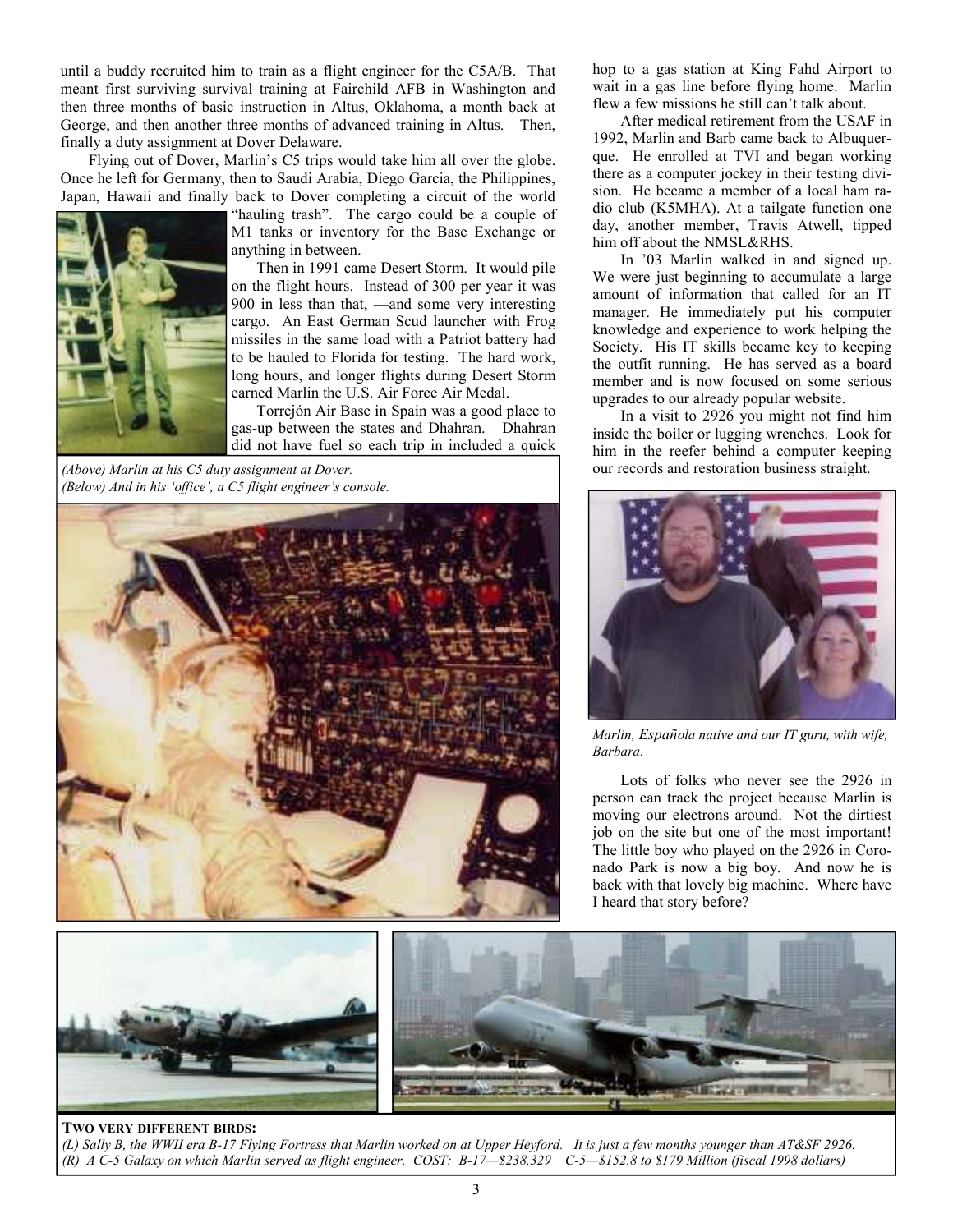until a buddy recruited him to train as a flight engineer for the C5A/B. That meant first surviving survival training at Fairchild AFB in Washington and then three months of basic instruction in Altus, Oklahoma, a month back at George, and then another three months of advanced training in Altus. Then, finally a duty assignment at Dover Delaware.

Flying out of Dover, Marlin's C5 trips would take him all over the globe. Once he left for Germany, then to Saudi Arabia, Diego Garcia, the Philippines, Japan, Hawaii and finally back to Dover completing a circuit of the world "hauling trash". The cargo could be a couple of M1 tanks or inventory for the Base Exchange or anything in between.

Then in 1991 came Desert Storm. It would pile on the flight hours. Instead of 300 per year it was 900 in less than that, —and some very interesting cargo. An East German Scud launcher with Frog missiles in the same load with a Patriot battery had to be hauled to Florida for testing. The hard work, long hours, and longer flights during Desert Storm earned Marlin the U.S. Air Force Air Medal.

Torrejón Air Base in Spain was a good place to gas-up between the states and Dhahran. Dhahran did not have fuel so each trip in included a quick hop to a gas station at King Fahd Airport to wait in a gas line before flying home. Marlin flew a few missions he still can't talk about.

*(Above) Marlin at his C5 duty assignment at Dover.*
*(Below) And in his 'office', a C5 flight engineer's console.*

After medical retirement from the USAF in 1992, Marlin and Barb came back to Albuquerque. He enrolled at TVI and began working there as a computer jockey in their testing division. He became a member of a local ham radio club (K5MHA). At a tailgate function one day, another member, Travis Atwell, tipped him off about the NMSL&RHS.

In '03 Marlin walked in and signed up. We were just beginning to accumulate a large amount of information that called for an IT manager. He immediately put his computer knowledge and experience to work helping the Society. His IT skills became key to keeping the outfit running. He has served as a board member and is now focused on some serious upgrades to our already popular website.

In a visit to 2926 you might not find him inside the boiler or lugging wrenches. Look for him in the reefer behind a computer keeping our records and restoration business straight.

*Marlin, Española native and our IT guru, with wife, Barbara.*

Lots of folks who never see the 2926 in person can track the project because Marlin is moving our electrons around. Not the dirtiest job on the site but one of the most important! The little boy who played on the 2926 in Coronado Park is now a big boy. And now he is back with that lovely big machine. Where have I heard that story before?

**TWO VERY DIFFERENT BIRDS:**
*(L) Sally B, the WWII era B-17 Flying Fortress that Marlin worked on at Upper Heyford. It is just a few months younger than AT&SF 2926.*
*(R) A C-5 Galaxy on which Marlin served as flight engineer. COST: B-17—$238,329 C-5—$152.8 to $179 Million (fiscal 1998 dollars)*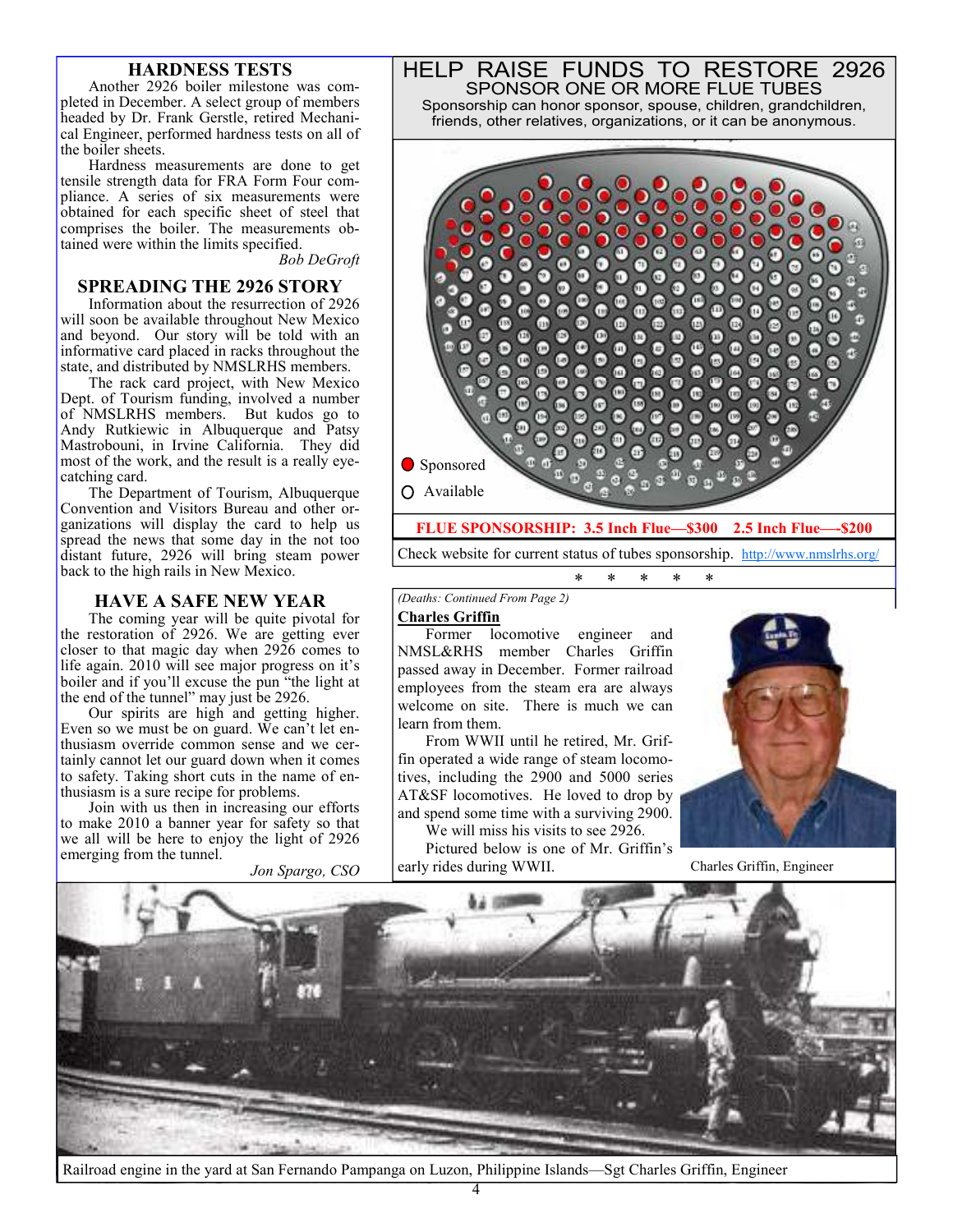## HARDNESS TESTS

Another 2926 boiler milestone was completed in December. A select group of members headed by Dr. Frank Gerstle, retired Mechanical Engineer, performed hardness tests on all of the boiler sheets.

Hardness measurements are done to get tensile strength data for FRA Form Four compliance. A series of six measurements were obtained for each specific sheet of steel that comprises the boiler. The measurements obtained were within the limits specified.

*Bob DeGroft*

## SPREADING THE 2926 STORY

Information about the resurrection of 2926 will soon be available throughout New Mexico and beyond. Our story will be told with an informative card placed in racks throughout the state, and distributed by NMSLRHS members.

The rack card project, with New Mexico Dept. of Tourism funding, involved a number of NMSLRHS members. But kudos go to Andy Rutkiewic in Albuquerque and Patsy Mastrobouni, in Irvine California. They did most of the work, and the result is a really eye-catching card.

The Department of Tourism, Albuquerque Convention and Visitors Bureau and other organizations will display the card to help us spread the news that some day in the not too distant future, 2926 will bring steam power back to the high rails in New Mexico.

## HAVE A SAFE NEW YEAR

The coming year will be quite pivotal for the restoration of 2926. We are getting ever closer to that magic day when 2926 comes to life again. 2010 will see major progress on it's boiler and if you'll excuse the pun "the light at the end of the tunnel" may just be 2926.

Our spirits are high and getting higher. Even so we must be on guard. We can't let enthusiasm override common sense and we certainly cannot let our guard down when it comes to safety. Taking short cuts in the name of enthusiasm is a sure recipe for problems.

Join with us then in increasing our efforts to make 2010 a banner year for safety so that we all will be here to enjoy the light of 2926 emerging from the tunnel.

*Jon Spargo, CSO*

## HELP RAISE FUNDS TO RESTORE 2926

### SPONSOR ONE OR MORE FLUE TUBES

Sponsorship can honor sponsor, spouse, children, grandchildren, friends, other relatives, organizations, or it can be anonymous.

Sponsored

Available

**FLUE SPONSORSHIP: 3.5 Inch Flue—$300 2.5 Inch Flue—-$200**

Check website for current status of tubes sponsorship. http://www.nmslrhs.org/

\* \* \* \* \*

*(Deaths: Continued From Page 2)*

**Charles Griffin**

Former locomotive engineer and NMSL&RHS member Charles Griffin passed away in December. Former railroad employees from the steam era are always welcome on site. There is much we can learn from them.

From WWII until he retired, Mr. Griffin operated a wide range of steam locomotives, including the 2900 and 5000 series AT&SF locomotives. He loved to drop by and spend some time with a surviving 2900.

We will miss his visits to see 2926.

Pictured below is one of Mr. Griffin's early rides during WWII.

Charles Griffin, Engineer

Railroad engine in the yard at San Fernando Pampanga on Luzon, Philippine Islands—Sgt Charles Griffin, Engineer